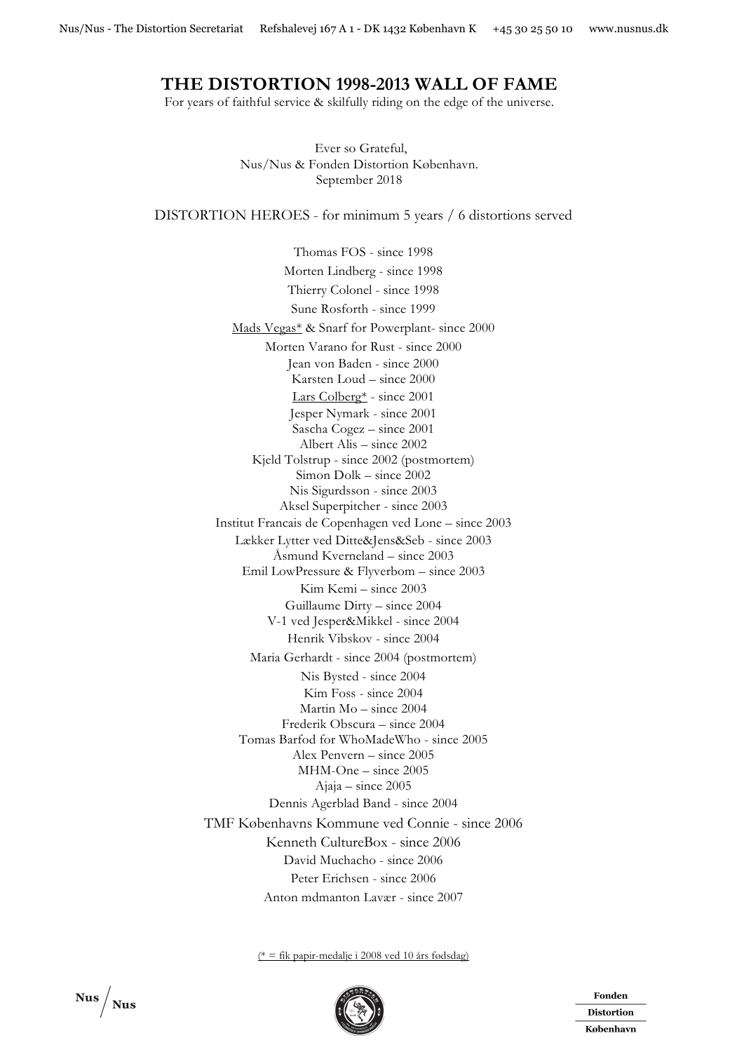# THE DISTORTION 1998-2013 WALL OF FAME

For years of faithful service & skilfully riding on the edge of the universe.

Ever so Grateful,
Nus/Nus & Fonden Distortion København.
September 2018

## DISTORTION HEROES - for minimum 5 years / 6 distortions served

Thomas FOS - since 1998
Morten Lindberg - since 1998
Thierry Colonel - since 1998
Sune Rosforth - since 1999
Mads Vegas* & Snarf for Powerplant- since 2000
Morten Varano for Rust - since 2000
Jean von Baden - since 2000
Karsten Loud – since 2000
Lars Colberg* - since 2001
Jesper Nymark - since 2001
Sascha Cogez – since 2001
Albert Alis – since 2002
Kjeld Tolstrup - since 2002 (postmortem)
Simon Dolk – since 2002
Nis Sigurdsson - since 2003
Aksel Superpitcher - since 2003
Institut Francais de Copenhagen ved Lone – since 2003
Lækker Lytter ved Ditte&Jens&Seb - since 2003
Åsmund Kverneland – since 2003
Emil LowPressure & Flyverbom – since 2003
Kim Kemi – since 2003
Guillaume Dirty – since 2004
V-1 ved Jesper&Mikkel - since 2004
Henrik Vibskov - since 2004
Maria Gerhardt - since 2004 (postmortem)
Nis Bysted - since 2004
Kim Foss - since 2004
Martin Mo – since 2004
Frederik Obscura – since 2004
Tomas Barfod for WhoMadeWho - since 2005
Alex Penvern – since 2005
MHM-One – since 2005
Ajaja – since 2005
Dennis Agerblad Band - since 2004
TMF Københavns Kommune ved Connie - since 2006
Kenneth CultureBox - since 2006
David Muchacho - since 2006
Peter Erichsen - since 2006
Anton mdmanton Lavær - since 2007

(* = fik papir-medalje i 2008 ved 10 års fødsdag)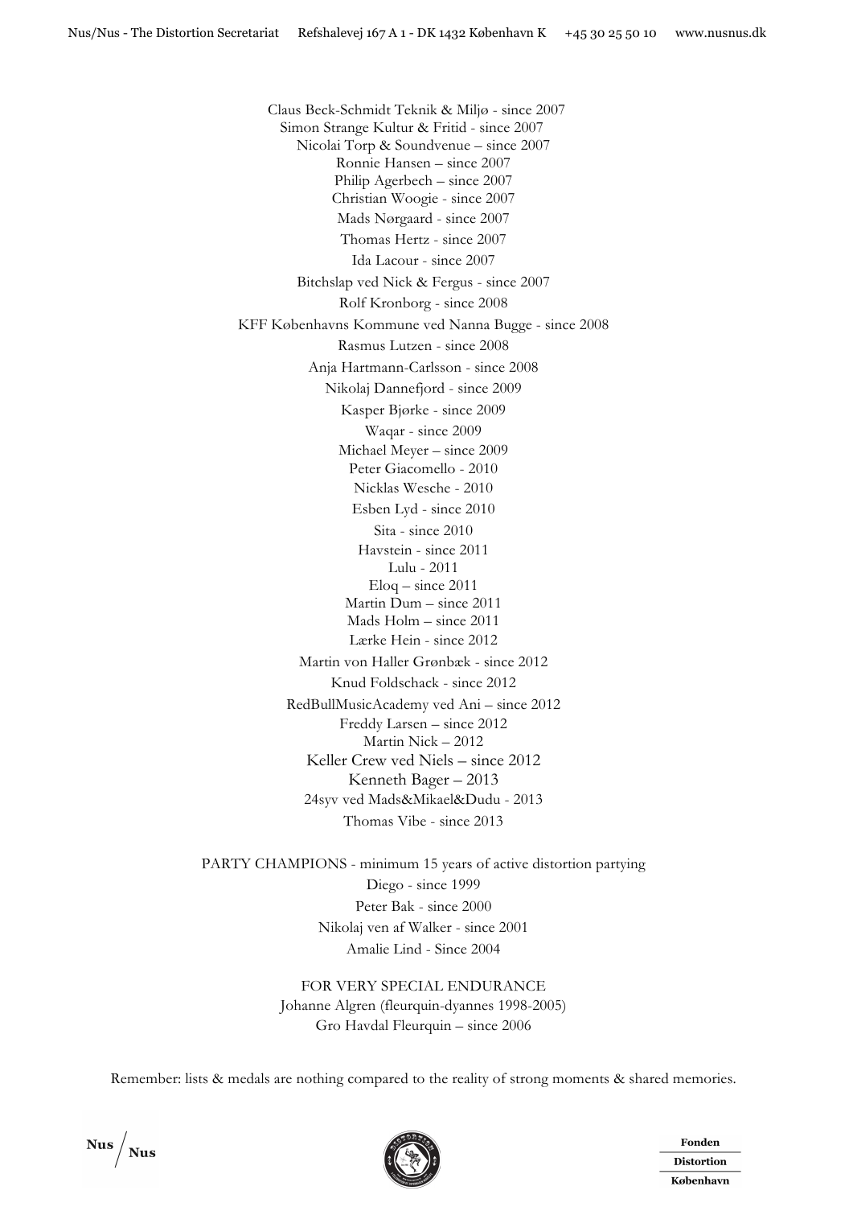Claus Beck-Schmidt Teknik & Miljø - since 2007
Simon Strange Kultur & Fritid - since 2007
Nicolai Torp & Soundvenue – since 2007
Ronnie Hansen – since 2007
Philip Agerbech – since 2007
Christian Woogie - since 2007
Mads Nørgaard - since 2007
Thomas Hertz - since 2007
Ida Lacour - since 2007
Bitchslap ved Nick & Fergus - since 2007
Rolf Kronborg - since 2008
KFF Københavns Kommune ved Nanna Bugge - since 2008
Rasmus Lutzen - since 2008
Anja Hartmann-Carlsson - since 2008
Nikolaj Dannefjord - since 2009
Kasper Bjørke - since 2009
Waqar - since 2009
Michael Meyer – since 2009
Peter Giacomello - 2010
Nicklas Wesche - 2010
Esben Lyd - since 2010
Sita - since 2010
Havstein - since 2011
Lulu - 2011
Eloq – since 2011
Martin Dum – since 2011
Mads Holm – since 2011
Lærke Hein - since 2012
Martin von Haller Grønbæk - since 2012
Knud Foldschack - since 2012
RedBullMusicAcademy ved Ani – since 2012
Freddy Larsen – since 2012
Martin Nick – 2012
Keller Crew ved Niels – since 2012
Kenneth Bager – 2013
24syv ved Mads&Mikael&Dudu - 2013
Thomas Vibe - since 2013

PARTY CHAMPIONS - minimum 15 years of active distortion partying

Diego - since 1999
Peter Bak - since 2000
Nikolaj ven af Walker - since 2001
Amalie Lind - Since 2004

FOR VERY SPECIAL ENDURANCE

Johanne Algren (fleurquin-dyannes 1998-2005)
Gro Havdal Fleurquin – since 2006

Remember: lists & medals are nothing compared to the reality of strong moments & shared memories.